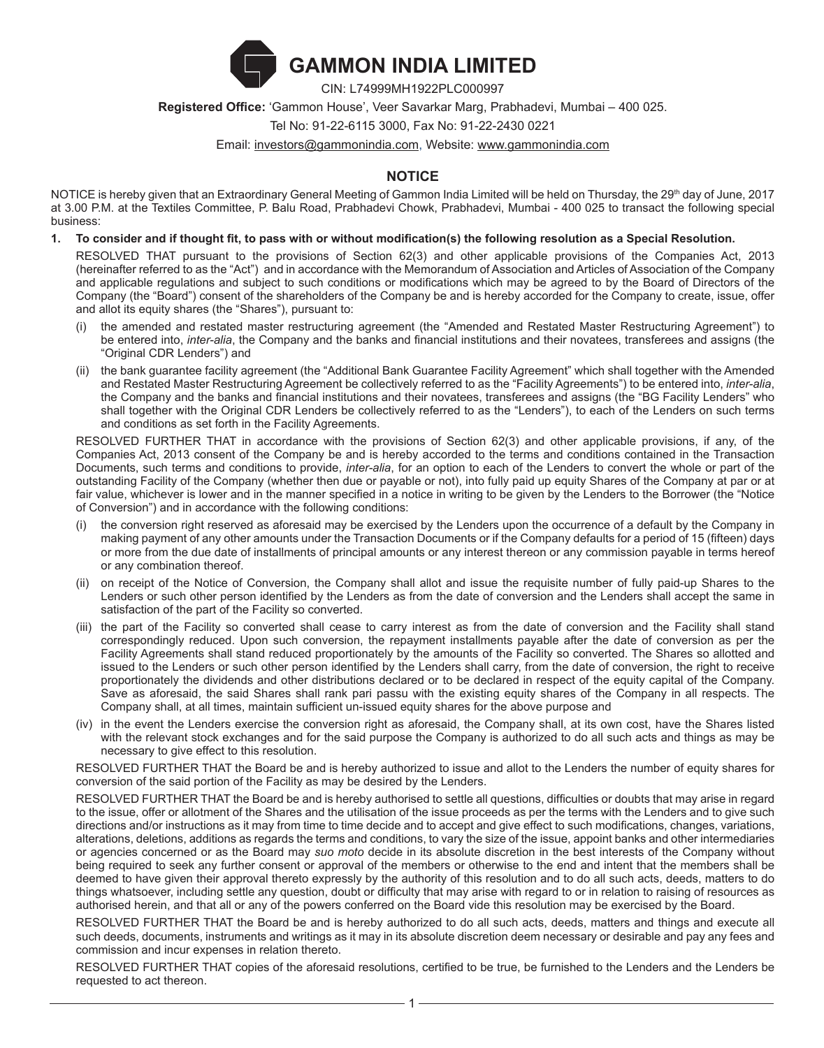# GAMMON INDIA LIMITED

CIN: L74999MH1922PLC000997

**Registered Office:** 'Gammon House', Veer Savarkar Marg, Prabhadevi, Mumbai – 400 025.

Tel No: 91-22-6115 3000, Fax No: 91-22-2430 0221

Email: investors@gammonindia.com, Website: www.gammonindia.com

## NOTICE

NOTICE is hereby given that an Extraordinary General Meeting of Gammon India Limited will be held on Thursday, the 29th day of June, 2017 at 3.00 P.M. at the Textiles Committee, P. Balu Road, Prabhadevi Chowk, Prabhadevi, Mumbai - 400 025 to transact the following special business:

**1. To consider and if thought fit, to pass with or without modification(s) the following resolution as a Special Resolution.**

RESOLVED THAT pursuant to the provisions of Section 62(3) and other applicable provisions of the Companies Act, 2013 (hereinafter referred to as the "Act") and in accordance with the Memorandum of Association and Articles of Association of the Company and applicable regulations and subject to such conditions or modifications which may be agreed to by the Board of Directors of the Company (the "Board") consent of the shareholders of the Company be and is hereby accorded for the Company to create, issue, offer and allot its equity shares (the "Shares"), pursuant to:

(i) the amended and restated master restructuring agreement (the "Amended and Restated Master Restructuring Agreement") to be entered into, *inter-alia*, the Company and the banks and financial institutions and their novatees, transferees and assigns (the "Original CDR Lenders") and

(ii) the bank guarantee facility agreement (the "Additional Bank Guarantee Facility Agreement" which shall together with the Amended and Restated Master Restructuring Agreement be collectively referred to as the "Facility Agreements") to be entered into, *inter-alia*, the Company and the banks and financial institutions and their novatees, transferees and assigns (the "BG Facility Lenders" who shall together with the Original CDR Lenders be collectively referred to as the "Lenders"), to each of the Lenders on such terms and conditions as set forth in the Facility Agreements.

RESOLVED FURTHER THAT in accordance with the provisions of Section 62(3) and other applicable provisions, if any, of the Companies Act, 2013 consent of the Company be and is hereby accorded to the terms and conditions contained in the Transaction Documents, such terms and conditions to provide, *inter-alia*, for an option to each of the Lenders to convert the whole or part of the outstanding Facility of the Company (whether then due or payable or not), into fully paid up equity Shares of the Company at par or at fair value, whichever is lower and in the manner specified in a notice in writing to be given by the Lenders to the Borrower (the "Notice of Conversion") and in accordance with the following conditions:

(i) the conversion right reserved as aforesaid may be exercised by the Lenders upon the occurrence of a default by the Company in making payment of any other amounts under the Transaction Documents or if the Company defaults for a period of 15 (fifteen) days or more from the due date of installments of principal amounts or any interest thereon or any commission payable in terms hereof or any combination thereof.

(ii) on receipt of the Notice of Conversion, the Company shall allot and issue the requisite number of fully paid-up Shares to the Lenders or such other person identified by the Lenders as from the date of conversion and the Lenders shall accept the same in satisfaction of the part of the Facility so converted.

(iii) the part of the Facility so converted shall cease to carry interest as from the date of conversion and the Facility shall stand correspondingly reduced. Upon such conversion, the repayment installments payable after the date of conversion as per the Facility Agreements shall stand reduced proportionately by the amounts of the Facility so converted. The Shares so allotted and issued to the Lenders or such other person identified by the Lenders shall carry, from the date of conversion, the right to receive proportionately the dividends and other distributions declared or to be declared in respect of the equity capital of the Company. Save as aforesaid, the said Shares shall rank pari passu with the existing equity shares of the Company in all respects. The Company shall, at all times, maintain sufficient un-issued equity shares for the above purpose and

(iv) in the event the Lenders exercise the conversion right as aforesaid, the Company shall, at its own cost, have the Shares listed with the relevant stock exchanges and for the said purpose the Company is authorized to do all such acts and things as may be necessary to give effect to this resolution.

RESOLVED FURTHER THAT the Board be and is hereby authorized to issue and allot to the Lenders the number of equity shares for conversion of the said portion of the Facility as may be desired by the Lenders.

RESOLVED FURTHER THAT the Board be and is hereby authorised to settle all questions, difficulties or doubts that may arise in regard to the issue, offer or allotment of the Shares and the utilisation of the issue proceeds as per the terms with the Lenders and to give such directions and/or instructions as it may from time to time decide and to accept and give effect to such modifications, changes, variations, alterations, deletions, additions as regards the terms and conditions, to vary the size of the issue, appoint banks and other intermediaries or agencies concerned or as the Board may *suo moto* decide in its absolute discretion in the best interests of the Company without being required to seek any further consent or approval of the members or otherwise to the end and intent that the members shall be deemed to have given their approval thereto expressly by the authority of this resolution and to do all such acts, deeds, matters to do things whatsoever, including settle any question, doubt or difficulty that may arise with regard to or in relation to raising of resources as authorised herein, and that all or any of the powers conferred on the Board vide this resolution may be exercised by the Board.

RESOLVED FURTHER THAT the Board be and is hereby authorized to do all such acts, deeds, matters and things and execute all such deeds, documents, instruments and writings as it may in its absolute discretion deem necessary or desirable and pay any fees and commission and incur expenses in relation thereto.

RESOLVED FURTHER THAT copies of the aforesaid resolutions, certified to be true, be furnished to the Lenders and the Lenders be requested to act thereon.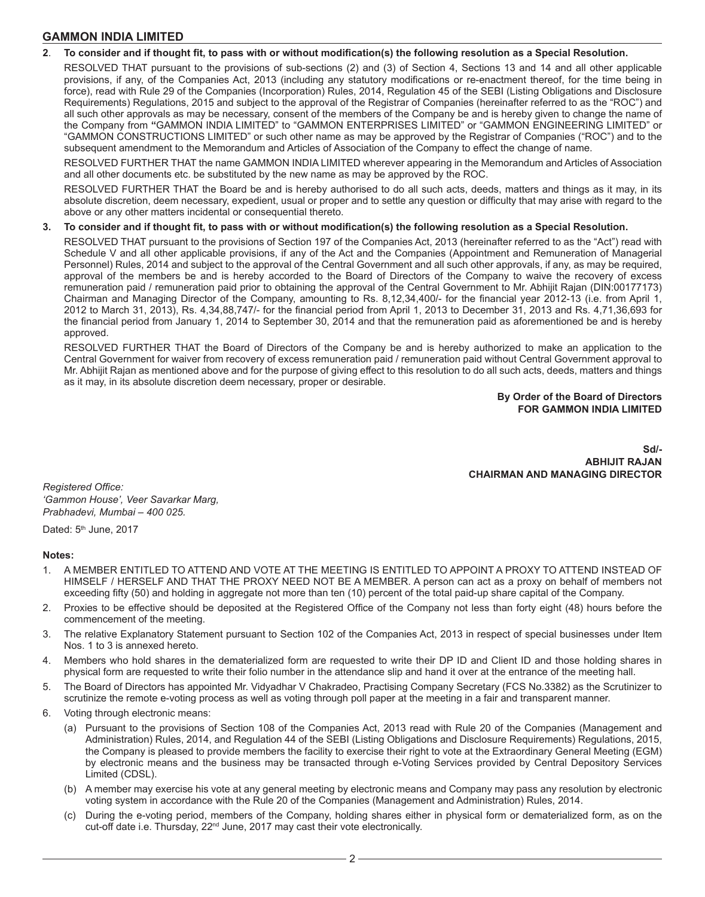**2**. **To consider and if thought fit, to pass with or without modification(s) the following resolution as a Special Resolution.**

RESOLVED THAT pursuant to the provisions of sub-sections (2) and (3) of Section 4, Sections 13 and 14 and all other applicable provisions, if any, of the Companies Act, 2013 (including any statutory modifications or re-enactment thereof, for the time being in force), read with Rule 29 of the Companies (Incorporation) Rules, 2014, Regulation 45 of the SEBI (Listing Obligations and Disclosure Requirements) Regulations, 2015 and subject to the approval of the Registrar of Companies (hereinafter referred to as the "ROC") and all such other approvals as may be necessary, consent of the members of the Company be and is hereby given to change the name of the Company from **"**GAMMON INDIA LIMITED" to "GAMMON ENTERPRISES LIMITED" or "GAMMON ENGINEERING LIMITED" or "GAMMON CONSTRUCTIONS LIMITED" or such other name as may be approved by the Registrar of Companies ("ROC") and to the subsequent amendment to the Memorandum and Articles of Association of the Company to effect the change of name.

RESOLVED FURTHER THAT the name GAMMON INDIA LIMITED wherever appearing in the Memorandum and Articles of Association and all other documents etc. be substituted by the new name as may be approved by the ROC.

RESOLVED FURTHER THAT the Board be and is hereby authorised to do all such acts, deeds, matters and things as it may, in its absolute discretion, deem necessary, expedient, usual or proper and to settle any question or difficulty that may arise with regard to the above or any other matters incidental or consequential thereto.

**3. To consider and if thought fit, to pass with or without modification(s) the following resolution as a Special Resolution.**

RESOLVED THAT pursuant to the provisions of Section 197 of the Companies Act, 2013 (hereinafter referred to as the "Act") read with Schedule V and all other applicable provisions, if any of the Act and the Companies (Appointment and Remuneration of Managerial Personnel) Rules, 2014 and subject to the approval of the Central Government and all such other approvals, if any, as may be required, approval of the members be and is hereby accorded to the Board of Directors of the Company to waive the recovery of excess remuneration paid / remuneration paid prior to obtaining the approval of the Central Government to Mr. Abhijit Rajan (DIN:00177173) Chairman and Managing Director of the Company, amounting to Rs. 8,12,34,400/- for the financial year 2012-13 (i.e. from April 1, 2012 to March 31, 2013), Rs. 4,34,88,747/- for the financial period from April 1, 2013 to December 31, 2013 and Rs. 4,71,36,693 for the financial period from January 1, 2014 to September 30, 2014 and that the remuneration paid as aforementioned be and is hereby approved.

RESOLVED FURTHER THAT the Board of Directors of the Company be and is hereby authorized to make an application to the Central Government for waiver from recovery of excess remuneration paid / remuneration paid without Central Government approval to Mr. Abhijit Rajan as mentioned above and for the purpose of giving effect to this resolution to do all such acts, deeds, matters and things as it may, in its absolute discretion deem necessary, proper or desirable.

**By Order of the Board of Directors**
**FOR GAMMON INDIA LIMITED**

**Sd/-**
**ABHIJIT RAJAN**
**CHAIRMAN AND MANAGING DIRECTOR**

*Registered Office:*
*'Gammon House', Veer Savarkar Marg,*
*Prabhadevi, Mumbai – 400 025.*

Dated: 5th June, 2017

**Notes:**

1. A MEMBER ENTITLED TO ATTEND AND VOTE AT THE MEETING IS ENTITLED TO APPOINT A PROXY TO ATTEND INSTEAD OF HIMSELF / HERSELF AND THAT THE PROXY NEED NOT BE A MEMBER. A person can act as a proxy on behalf of members not exceeding fifty (50) and holding in aggregate not more than ten (10) percent of the total paid-up share capital of the Company.
2. Proxies to be effective should be deposited at the Registered Office of the Company not less than forty eight (48) hours before the commencement of the meeting.
3. The relative Explanatory Statement pursuant to Section 102 of the Companies Act, 2013 in respect of special businesses under Item Nos. 1 to 3 is annexed hereto.
4. Members who hold shares in the dematerialized form are requested to write their DP ID and Client ID and those holding shares in physical form are requested to write their folio number in the attendance slip and hand it over at the entrance of the meeting hall.
5. The Board of Directors has appointed Mr. Vidyadhar V Chakradeo, Practising Company Secretary (FCS No.3382) as the Scrutinizer to scrutinize the remote e-voting process as well as voting through poll paper at the meeting in a fair and transparent manner.
6. Voting through electronic means:
   - (a) Pursuant to the provisions of Section 108 of the Companies Act, 2013 read with Rule 20 of the Companies (Management and Administration) Rules, 2014, and Regulation 44 of the SEBI (Listing Obligations and Disclosure Requirements) Regulations, 2015, the Company is pleased to provide members the facility to exercise their right to vote at the Extraordinary General Meeting (EGM) by electronic means and the business may be transacted through e-Voting Services provided by Central Depository Services Limited (CDSL).
   - (b) A member may exercise his vote at any general meeting by electronic means and Company may pass any resolution by electronic voting system in accordance with the Rule 20 of the Companies (Management and Administration) Rules, 2014.
   - (c) During the e-voting period, members of the Company, holding shares either in physical form or dematerialized form, as on the cut-off date i.e. Thursday, 22nd June, 2017 may cast their vote electronically.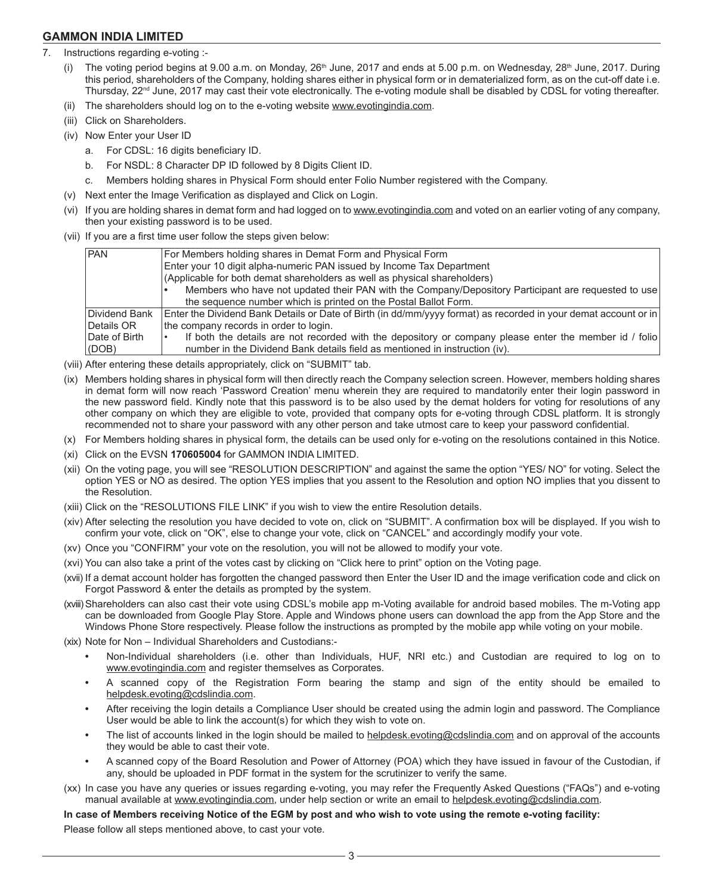7. Instructions regarding e-voting :-

   (i) The voting period begins at 9.00 a.m. on Monday, 26th June, 2017 and ends at 5.00 p.m. on Wednesday, 28th June, 2017. During this period, shareholders of the Company, holding shares either in physical form or in dematerialized form, as on the cut-off date i.e. Thursday, 22nd June, 2017 may cast their vote electronically. The e-voting module shall be disabled by CDSL for voting thereafter.

   (ii) The shareholders should log on to the e-voting website www.evotingindia.com.

   (iii) Click on Shareholders.

   (iv) Now Enter your User ID

      a. For CDSL: 16 digits beneficiary ID.

      b. For NSDL: 8 Character DP ID followed by 8 Digits Client ID.

      c. Members holding shares in Physical Form should enter Folio Number registered with the Company.

   (v) Next enter the Image Verification as displayed and Click on Login.

   (vi) If you are holding shares in demat form and had logged on to www.evotingindia.com and voted on an earlier voting of any company, then your existing password is to be used.

   (vii) If you are a first time user follow the steps given below:

| | |
|---|---|
| PAN | For Members holding shares in Demat Form and Physical Form<br>Enter your 10 digit alpha-numeric PAN issued by Income Tax Department<br>(Applicable for both demat shareholders as well as physical shareholders)<br>• Members who have not updated their PAN with the Company/Depository Participant are requested to use the sequence number which is printed on the Postal Ballot Form. |
| Dividend Bank Details OR Date of Birth (DOB) | Enter the Dividend Bank Details or Date of Birth (in dd/mm/yyyy format) as recorded in your demat account or in the company records in order to login.<br>• If both the details are not recorded with the depository or company please enter the member id / folio number in the Dividend Bank details field as mentioned in instruction (iv). |

   (viii) After entering these details appropriately, click on "SUBMIT" tab.

   (ix) Members holding shares in physical form will then directly reach the Company selection screen. However, members holding shares in demat form will now reach 'Password Creation' menu wherein they are required to mandatorily enter their login password in the new password field. Kindly note that this password is to be also used by the demat holders for voting for resolutions of any other company on which they are eligible to vote, provided that company opts for e-voting through CDSL platform. It is strongly recommended not to share your password with any other person and take utmost care to keep your password confidential.

   (x) For Members holding shares in physical form, the details can be used only for e-voting on the resolutions contained in this Notice.

   (xi) Click on the EVSN **170605004** for GAMMON INDIA LIMITED.

   (xii) On the voting page, you will see "RESOLUTION DESCRIPTION" and against the same the option "YES/ NO" for voting. Select the option YES or NO as desired. The option YES implies that you assent to the Resolution and option NO implies that you dissent to the Resolution.

   (xiii) Click on the "RESOLUTIONS FILE LINK" if you wish to view the entire Resolution details.

   (xiv) After selecting the resolution you have decided to vote on, click on "SUBMIT". A confirmation box will be displayed. If you wish to confirm your vote, click on "OK", else to change your vote, click on "CANCEL" and accordingly modify your vote.

   (xv) Once you "CONFIRM" your vote on the resolution, you will not be allowed to modify your vote.

   (xvi) You can also take a print of the votes cast by clicking on "Click here to print" option on the Voting page.

   (xvii) If a demat account holder has forgotten the changed password then Enter the User ID and the image verification code and click on Forgot Password & enter the details as prompted by the system.

   (xviii) Shareholders can also cast their vote using CDSL's mobile app m-Voting available for android based mobiles. The m-Voting app can be downloaded from Google Play Store. Apple and Windows phone users can download the app from the App Store and the Windows Phone Store respectively. Please follow the instructions as prompted by the mobile app while voting on your mobile.

   (xix) Note for Non – Individual Shareholders and Custodians:-

   - Non-Individual shareholders (i.e. other than Individuals, HUF, NRI etc.) and Custodian are required to log on to www.evotingindia.com and register themselves as Corporates.
   - A scanned copy of the Registration Form bearing the stamp and sign of the entity should be emailed to helpdesk.evoting@cdslindia.com.
   - After receiving the login details a Compliance User should be created using the admin login and password. The Compliance User would be able to link the account(s) for which they wish to vote on.
   - The list of accounts linked in the login should be mailed to helpdesk.evoting@cdslindia.com and on approval of the accounts they would be able to cast their vote.
   - A scanned copy of the Board Resolution and Power of Attorney (POA) which they have issued in favour of the Custodian, if any, should be uploaded in PDF format in the system for the scrutinizer to verify the same.

   (xx) In case you have any queries or issues regarding e-voting, you may refer the Frequently Asked Questions ("FAQs") and e-voting manual available at www.evotingindia.com, under help section or write an email to helpdesk.evoting@cdslindia.com.

**In case of Members receiving Notice of the EGM by post and who wish to vote using the remote e-voting facility:**

Please follow all steps mentioned above, to cast your vote.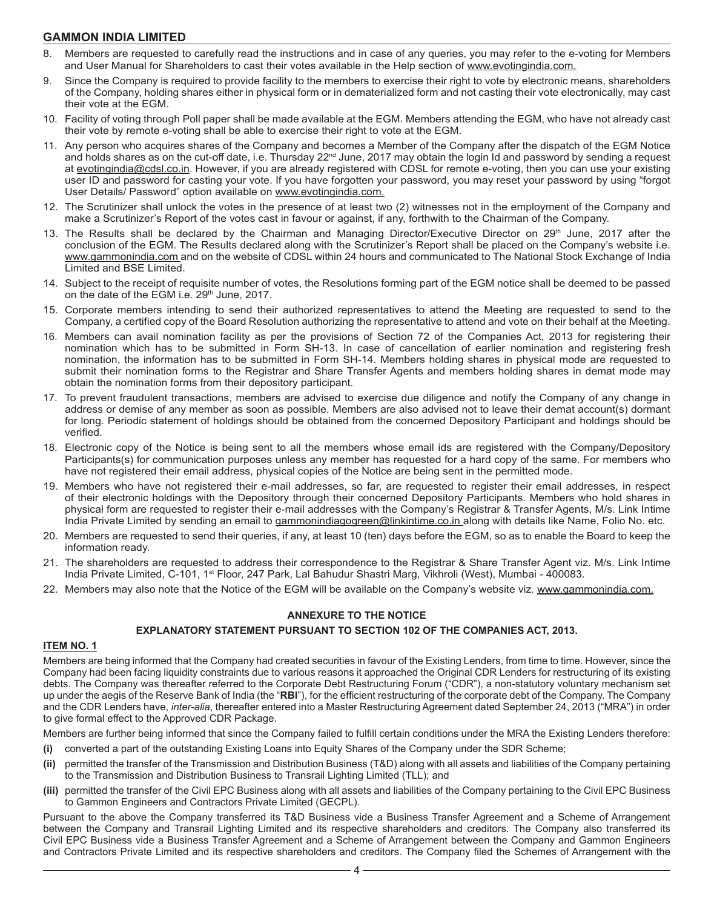8. Members are requested to carefully read the instructions and in case of any queries, you may refer to the e-voting for Members and User Manual for Shareholders to cast their votes available in the Help section of www.evotingindia.com.
9. Since the Company is required to provide facility to the members to exercise their right to vote by electronic means, shareholders of the Company, holding shares either in physical form or in dematerialized form and not casting their vote electronically, may cast their vote at the EGM.
10. Facility of voting through Poll paper shall be made available at the EGM. Members attending the EGM, who have not already cast their vote by remote e-voting shall be able to exercise their right to vote at the EGM.
11. Any person who acquires shares of the Company and becomes a Member of the Company after the dispatch of the EGM Notice and holds shares as on the cut-off date, i.e. Thursday 22nd June, 2017 may obtain the login Id and password by sending a request at evotingindia@cdsl.co.in. However, if you are already registered with CDSL for remote e-voting, then you can use your existing user ID and password for casting your vote. If you have forgotten your password, you may reset your password by using "forgot User Details/ Password" option available on www.evotingindia.com.
12. The Scrutinizer shall unlock the votes in the presence of at least two (2) witnesses not in the employment of the Company and make a Scrutinizer's Report of the votes cast in favour or against, if any, forthwith to the Chairman of the Company.
13. The Results shall be declared by the Chairman and Managing Director/Executive Director on 29th June, 2017 after the conclusion of the EGM. The Results declared along with the Scrutinizer's Report shall be placed on the Company's website i.e. www.gammonindia.com and on the website of CDSL within 24 hours and communicated to The National Stock Exchange of India Limited and BSE Limited.
14. Subject to the receipt of requisite number of votes, the Resolutions forming part of the EGM notice shall be deemed to be passed on the date of the EGM i.e. 29th June, 2017.
15. Corporate members intending to send their authorized representatives to attend the Meeting are requested to send to the Company, a certified copy of the Board Resolution authorizing the representative to attend and vote on their behalf at the Meeting.
16. Members can avail nomination facility as per the provisions of Section 72 of the Companies Act, 2013 for registering their nomination which has to be submitted in Form SH-13. In case of cancellation of earlier nomination and registering fresh nomination, the information has to be submitted in Form SH-14. Members holding shares in physical mode are requested to submit their nomination forms to the Registrar and Share Transfer Agents and members holding shares in demat mode may obtain the nomination forms from their depository participant.
17. To prevent fraudulent transactions, members are advised to exercise due diligence and notify the Company of any change in address or demise of any member as soon as possible. Members are also advised not to leave their demat account(s) dormant for long. Periodic statement of holdings should be obtained from the concerned Depository Participant and holdings should be verified.
18. Electronic copy of the Notice is being sent to all the members whose email ids are registered with the Company/Depository Participants(s) for communication purposes unless any member has requested for a hard copy of the same. For members who have not registered their email address, physical copies of the Notice are being sent in the permitted mode.
19. Members who have not registered their e-mail addresses, so far, are requested to register their email addresses, in respect of their electronic holdings with the Depository through their concerned Depository Participants. Members who hold shares in physical form are requested to register their e-mail addresses with the Company's Registrar & Transfer Agents, M/s. Link Intime India Private Limited by sending an email to gammonindiagogreen@linkintime.co.in along with details like Name, Folio No. etc.
20. Members are requested to send their queries, if any, at least 10 (ten) days before the EGM, so as to enable the Board to keep the information ready.
21. The shareholders are requested to address their correspondence to the Registrar & Share Transfer Agent viz. M/s. Link Intime India Private Limited, C-101, 1st Floor, 247 Park, Lal Bahudur Shastri Marg, Vikhroli (West), Mumbai - 400083.
22. Members may also note that the Notice of the EGM will be available on the Company's website viz. www.gammonindia.com.

## ANNEXURE TO THE NOTICE

### EXPLANATORY STATEMENT PURSUANT TO SECTION 102 OF THE COMPANIES ACT, 2013.

**ITEM NO. 1**

Members are being informed that the Company had created securities in favour of the Existing Lenders, from time to time. However, since the Company had been facing liquidity constraints due to various reasons it approached the Original CDR Lenders for restructuring of its existing debts. The Company was thereafter referred to the Corporate Debt Restructuring Forum ("CDR"), a non-statutory voluntary mechanism set up under the aegis of the Reserve Bank of India (the "**RBI**"), for the efficient restructuring of the corporate debt of the Company. The Company and the CDR Lenders have, *inter-alia*, thereafter entered into a Master Restructuring Agreement dated September 24, 2013 ("MRA") in order to give formal effect to the Approved CDR Package.

Members are further being informed that since the Company failed to fulfill certain conditions under the MRA the Existing Lenders therefore:

**(i)** converted a part of the outstanding Existing Loans into Equity Shares of the Company under the SDR Scheme;

**(ii)** permitted the transfer of the Transmission and Distribution Business (T&D) along with all assets and liabilities of the Company pertaining to the Transmission and Distribution Business to Transrail Lighting Limited (TLL); and

**(iii)** permitted the transfer of the Civil EPC Business along with all assets and liabilities of the Company pertaining to the Civil EPC Business to Gammon Engineers and Contractors Private Limited (GECPL).

Pursuant to the above the Company transferred its T&D Business vide a Business Transfer Agreement and a Scheme of Arrangement between the Company and Transrail Lighting Limited and its respective shareholders and creditors. The Company also transferred its Civil EPC Business vide a Business Transfer Agreement and a Scheme of Arrangement between the Company and Gammon Engineers and Contractors Private Limited and its respective shareholders and creditors. The Company filed the Schemes of Arrangement with the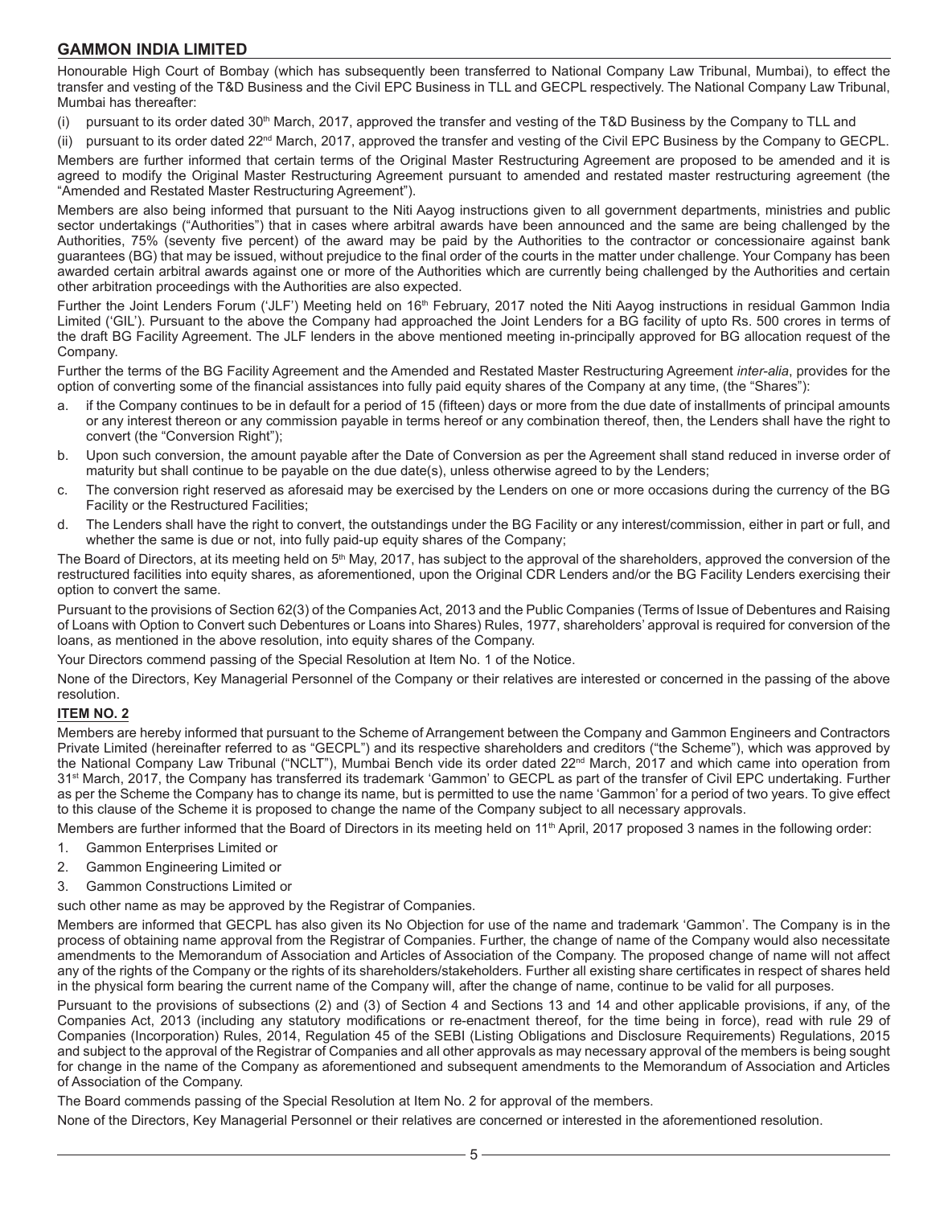Honourable High Court of Bombay (which has subsequently been transferred to National Company Law Tribunal, Mumbai), to effect the transfer and vesting of the T&D Business and the Civil EPC Business in TLL and GECPL respectively. The National Company Law Tribunal, Mumbai has thereafter:

(i) pursuant to its order dated 30th March, 2017, approved the transfer and vesting of the T&D Business by the Company to TLL and

(ii) pursuant to its order dated 22nd March, 2017, approved the transfer and vesting of the Civil EPC Business by the Company to GECPL.

Members are further informed that certain terms of the Original Master Restructuring Agreement are proposed to be amended and it is agreed to modify the Original Master Restructuring Agreement pursuant to amended and restated master restructuring agreement (the "Amended and Restated Master Restructuring Agreement").

Members are also being informed that pursuant to the Niti Aayog instructions given to all government departments, ministries and public sector undertakings ("Authorities") that in cases where arbitral awards have been announced and the same are being challenged by the Authorities, 75% (seventy five percent) of the award may be paid by the Authorities to the contractor or concessionaire against bank guarantees (BG) that may be issued, without prejudice to the final order of the courts in the matter under challenge. Your Company has been awarded certain arbitral awards against one or more of the Authorities which are currently being challenged by the Authorities and certain other arbitration proceedings with the Authorities are also expected.

Further the Joint Lenders Forum ('JLF') Meeting held on 16th February, 2017 noted the Niti Aayog instructions in residual Gammon India Limited ('GIL'). Pursuant to the above the Company had approached the Joint Lenders for a BG facility of upto Rs. 500 crores in terms of the draft BG Facility Agreement. The JLF lenders in the above mentioned meeting in-principally approved for BG allocation request of the Company.

Further the terms of the BG Facility Agreement and the Amended and Restated Master Restructuring Agreement *inter-alia*, provides for the option of converting some of the financial assistances into fully paid equity shares of the Company at any time, (the "Shares"):

a. if the Company continues to be in default for a period of 15 (fifteen) days or more from the due date of installments of principal amounts or any interest thereon or any commission payable in terms hereof or any combination thereof, then, the Lenders shall have the right to convert (the "Conversion Right");

b. Upon such conversion, the amount payable after the Date of Conversion as per the Agreement shall stand reduced in inverse order of maturity but shall continue to be payable on the due date(s), unless otherwise agreed to by the Lenders;

c. The conversion right reserved as aforesaid may be exercised by the Lenders on one or more occasions during the currency of the BG Facility or the Restructured Facilities;

d. The Lenders shall have the right to convert, the outstandings under the BG Facility or any interest/commission, either in part or full, and whether the same is due or not, into fully paid-up equity shares of the Company;

The Board of Directors, at its meeting held on 5th May, 2017, has subject to the approval of the shareholders, approved the conversion of the restructured facilities into equity shares, as aforementioned, upon the Original CDR Lenders and/or the BG Facility Lenders exercising their option to convert the same.

Pursuant to the provisions of Section 62(3) of the Companies Act, 2013 and the Public Companies (Terms of Issue of Debentures and Raising of Loans with Option to Convert such Debentures or Loans into Shares) Rules, 1977, shareholders' approval is required for conversion of the loans, as mentioned in the above resolution, into equity shares of the Company.

Your Directors commend passing of the Special Resolution at Item No. 1 of the Notice.

None of the Directors, Key Managerial Personnel of the Company or their relatives are interested or concerned in the passing of the above resolution.

## ITEM NO. 2

Members are hereby informed that pursuant to the Scheme of Arrangement between the Company and Gammon Engineers and Contractors Private Limited (hereinafter referred to as "GECPL") and its respective shareholders and creditors ("the Scheme"), which was approved by the National Company Law Tribunal ("NCLT"), Mumbai Bench vide its order dated 22nd March, 2017 and which came into operation from 31st March, 2017, the Company has transferred its trademark 'Gammon' to GECPL as part of the transfer of Civil EPC undertaking. Further as per the Scheme the Company has to change its name, but is permitted to use the name 'Gammon' for a period of two years. To give effect to this clause of the Scheme it is proposed to change the name of the Company subject to all necessary approvals.

Members are further informed that the Board of Directors in its meeting held on 11th April, 2017 proposed 3 names in the following order:

1. Gammon Enterprises Limited or
2. Gammon Engineering Limited or
3. Gammon Constructions Limited or

such other name as may be approved by the Registrar of Companies.

Members are informed that GECPL has also given its No Objection for use of the name and trademark 'Gammon'. The Company is in the process of obtaining name approval from the Registrar of Companies. Further, the change of name of the Company would also necessitate amendments to the Memorandum of Association and Articles of Association of the Company. The proposed change of name will not affect any of the rights of the Company or the rights of its shareholders/stakeholders. Further all existing share certificates in respect of shares held in the physical form bearing the current name of the Company will, after the change of name, continue to be valid for all purposes.

Pursuant to the provisions of subsections (2) and (3) of Section 4 and Sections 13 and 14 and other applicable provisions, if any, of the Companies Act, 2013 (including any statutory modifications or re-enactment thereof, for the time being in force), read with rule 29 of Companies (Incorporation) Rules, 2014, Regulation 45 of the SEBI (Listing Obligations and Disclosure Requirements) Regulations, 2015 and subject to the approval of the Registrar of Companies and all other approvals as may necessary approval of the members is being sought for change in the name of the Company as aforementioned and subsequent amendments to the Memorandum of Association and Articles of Association of the Company.

The Board commends passing of the Special Resolution at Item No. 2 for approval of the members.

None of the Directors, Key Managerial Personnel or their relatives are concerned or interested in the aforementioned resolution.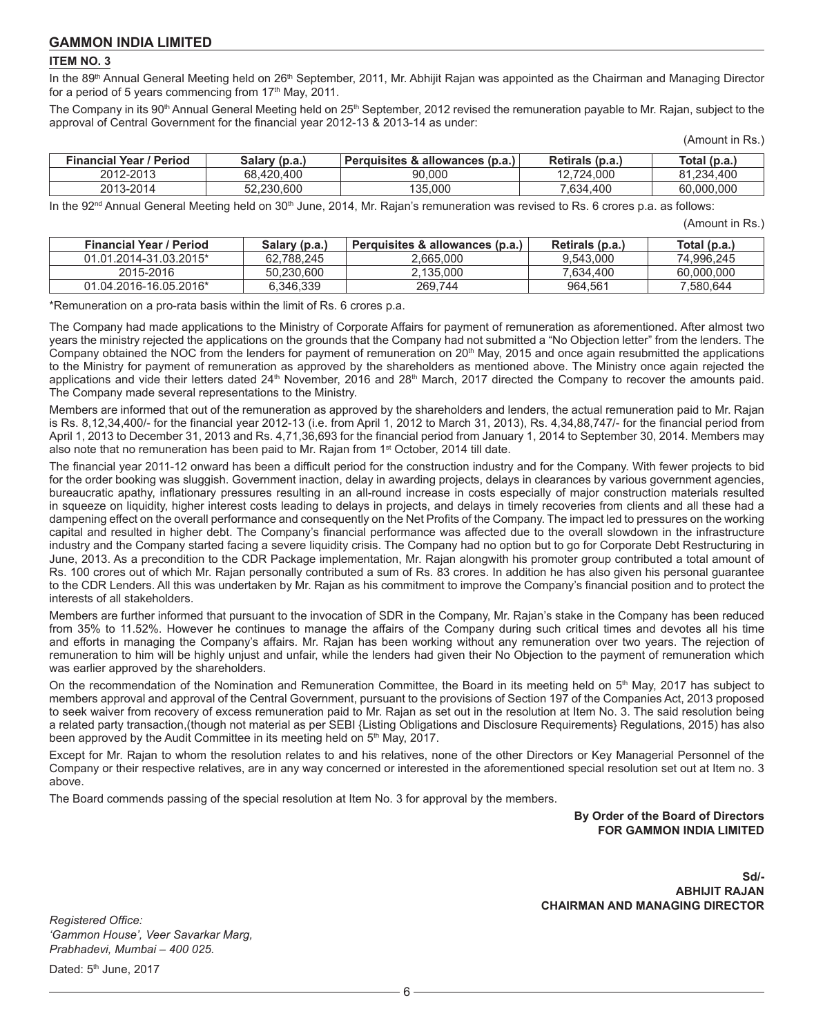## GAMMON INDIA LIMITED

### ITEM NO. 3

In the 89th Annual General Meeting held on 26th September, 2011, Mr. Abhijit Rajan was appointed as the Chairman and Managing Director for a period of 5 years commencing from 17th May, 2011.

The Company in its 90th Annual General Meeting held on 25th September, 2012 revised the remuneration payable to Mr. Rajan, subject to the approval of Central Government for the financial year 2012-13 & 2013-14 as under:

(Amount in Rs.)

| Financial Year / Period | Salary (p.a.) | Perquisites & allowances (p.a.) | Retirals (p.a.) | Total (p.a.) |
|---|---|---|---|---|
| 2012-2013 | 68,420,400 | 90,000 | 12,724,000 | 81,234,400 |
| 2013-2014 | 52,230,600 | 135,000 | 7,634,400 | 60,000,000 |

In the 92nd Annual General Meeting held on 30th June, 2014, Mr. Rajan's remuneration was revised to Rs. 6 crores p.a. as follows:

(Amount in Rs.)

| Financial Year / Period | Salary (p.a.) | Perquisites & allowances (p.a.) | Retirals (p.a.) | Total (p.a.) |
|---|---|---|---|---|
| 01.01.2014-31.03.2015* | 62,788,245 | 2,665,000 | 9,543,000 | 74,996,245 |
| 2015-2016 | 50,230,600 | 2,135,000 | 7,634,400 | 60,000,000 |
| 01.04.2016-16.05.2016* | 6,346,339 | 269,744 | 964,561 | 7,580,644 |

*Remuneration on a pro-rata basis within the limit of Rs. 6 crores p.a.

The Company had made applications to the Ministry of Corporate Affairs for payment of remuneration as aforementioned. After almost two years the ministry rejected the applications on the grounds that the Company had not submitted a "No Objection letter" from the lenders. The Company obtained the NOC from the lenders for payment of remuneration on 20th May, 2015 and once again resubmitted the applications to the Ministry for payment of remuneration as approved by the shareholders as mentioned above. The Ministry once again rejected the applications and vide their letters dated 24th November, 2016 and 28th March, 2017 directed the Company to recover the amounts paid. The Company made several representations to the Ministry.

Members are informed that out of the remuneration as approved by the shareholders and lenders, the actual remuneration paid to Mr. Rajan is Rs. 8,12,34,400/- for the financial year 2012-13 (i.e. from April 1, 2012 to March 31, 2013), Rs. 4,34,88,747/- for the financial period from April 1, 2013 to December 31, 2013 and Rs. 4,71,36,693 for the financial period from January 1, 2014 to September 30, 2014. Members may also note that no remuneration has been paid to Mr. Rajan from 1st October, 2014 till date.

The financial year 2011-12 onward has been a difficult period for the construction industry and for the Company. With fewer projects to bid for the order booking was sluggish. Government inaction, delay in awarding projects, delays in clearances by various government agencies, bureaucratic apathy, inflationary pressures resulting in an all-round increase in costs especially of major construction materials resulted in squeeze on liquidity, higher interest costs leading to delays in projects, and delays in timely recoveries from clients and all these had a dampening effect on the overall performance and consequently on the Net Profits of the Company. The impact led to pressures on the working capital and resulted in higher debt. The Company's financial performance was affected due to the overall slowdown in the infrastructure industry and the Company started facing a severe liquidity crisis. The Company had no option but to go for Corporate Debt Restructuring in June, 2013. As a precondition to the CDR Package implementation, Mr. Rajan alongwith his promoter group contributed a total amount of Rs. 100 crores out of which Mr. Rajan personally contributed a sum of Rs. 83 crores. In addition he has also given his personal guarantee to the CDR Lenders. All this was undertaken by Mr. Rajan as his commitment to improve the Company's financial position and to protect the interests of all stakeholders.

Members are further informed that pursuant to the invocation of SDR in the Company, Mr. Rajan's stake in the Company has been reduced from 35% to 11.52%. However he continues to manage the affairs of the Company during such critical times and devotes all his time and efforts in managing the Company's affairs. Mr. Rajan has been working without any remuneration over two years. The rejection of remuneration to him will be highly unjust and unfair, while the lenders had given their No Objection to the payment of remuneration which was earlier approved by the shareholders.

On the recommendation of the Nomination and Remuneration Committee, the Board in its meeting held on 5th May, 2017 has subject to members approval and approval of the Central Government, pursuant to the provisions of Section 197 of the Companies Act, 2013 proposed to seek waiver from recovery of excess remuneration paid to Mr. Rajan as set out in the resolution at Item No. 3. The said resolution being a related party transaction,(though not material as per SEBI {Listing Obligations and Disclosure Requirements} Regulations, 2015) has also been approved by the Audit Committee in its meeting held on 5th May, 2017.

Except for Mr. Rajan to whom the resolution relates to and his relatives, none of the other Directors or Key Managerial Personnel of the Company or their respective relatives, are in any way concerned or interested in the aforementioned special resolution set out at Item no. 3 above.

The Board commends passing of the special resolution at Item No. 3 for approval by the members.

**By Order of the Board of Directors**
**FOR GAMMON INDIA LIMITED**

**Sd/-**
**ABHIJIT RAJAN**
**CHAIRMAN AND MANAGING DIRECTOR**

*Registered Office:*
*'Gammon House', Veer Savarkar Marg,*
*Prabhadevi, Mumbai – 400 025.*

Dated: 5th June, 2017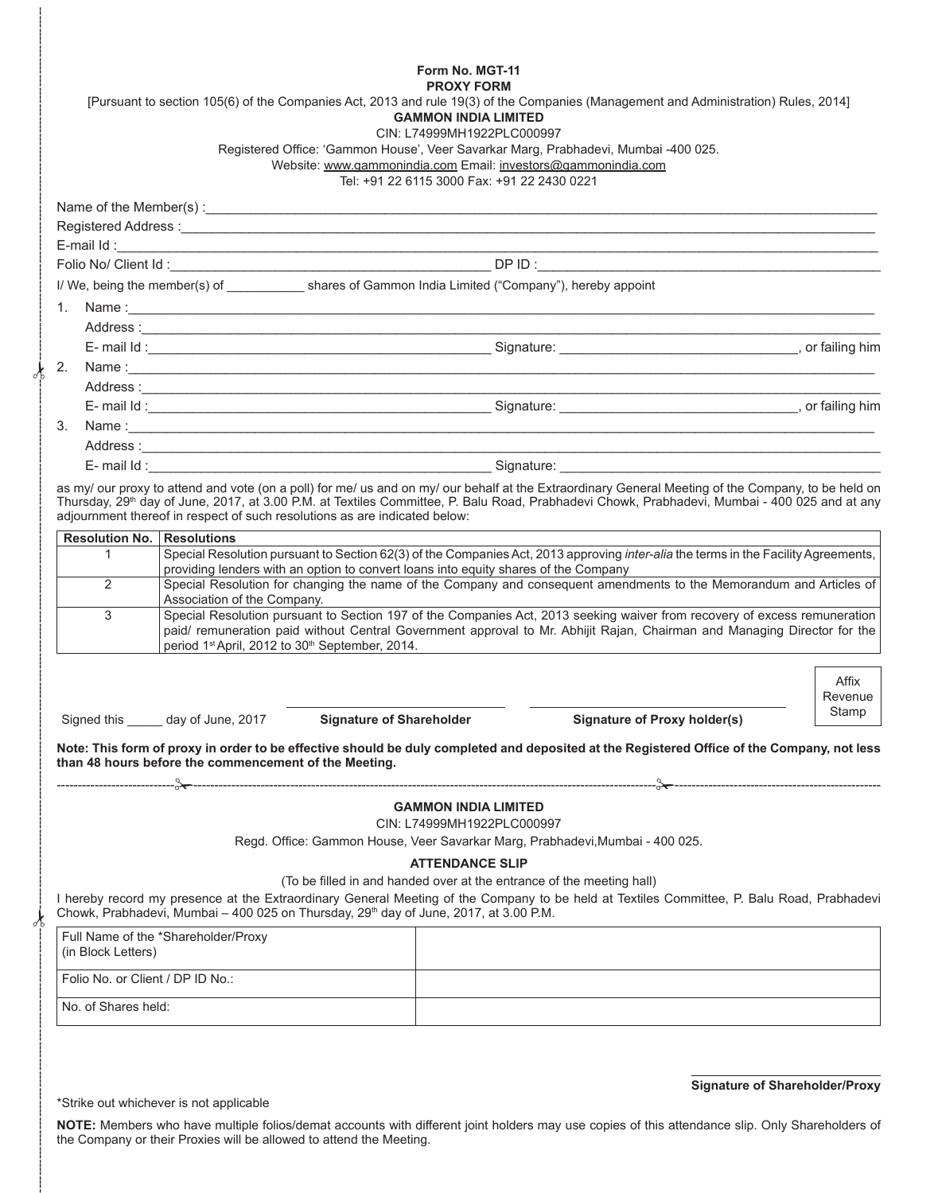**Form No. MGT-11**

**PROXY FORM**

[Pursuant to section 105(6) of the Companies Act, 2013 and rule 19(3) of the Companies (Management and Administration) Rules, 2014]

**GAMMON INDIA LIMITED**

CIN: L74999MH1922PLC000997

Registered Office: 'Gammon House', Veer Savarkar Marg, Prabhadevi, Mumbai -400 025.

Website: www.gammonindia.com Email: investors@gammonindia.com

Tel: +91 22 6115 3000 Fax: +91 22 2430 0221

Name of the Member(s) :_______________________________________________

Registered Address :_______________________________________________

E-mail Id :_______________________________________________

Folio No/ Client Id :_______________________ DP ID :_______________________

I/ We, being the member(s) of ___________ shares of Gammon India Limited ("Company"), hereby appoint

1. Name :_______________________________________________
   Address :_______________________________________________
   E- mail Id :_______________________ Signature: _______________________, or failing him
2. Name :_______________________________________________
   Address :_______________________________________________
   E- mail Id :_______________________ Signature: _______________________, or failing him
3. Name :_______________________________________________
   Address :_______________________________________________
   E- mail Id :_______________________ Signature: _______________________

as my/ our proxy to attend and vote (on a poll) for me/ us and on my/ our behalf at the Extraordinary General Meeting of the Company, to be held on Thursday, 29th day of June, 2017, at 3.00 P.M. at Textiles Committee, P. Balu Road, Prabhadevi Chowk, Prabhadevi, Mumbai - 400 025 and at any adjournment thereof in respect of such resolutions as are indicated below:

| Resolution No. | Resolutions |
|---|---|
| 1 | Special Resolution pursuant to Section 62(3) of the Companies Act, 2013 approving *inter-alia* the terms in the Facility Agreements, providing lenders with an option to convert loans into equity shares of the Company |
| 2 | Special Resolution for changing the name of the Company and consequent amendments to the Memorandum and Articles of Association of the Company. |
| 3 | Special Resolution pursuant to Section 197 of the Companies Act, 2013 seeking waiver from recovery of excess remuneration paid/ remuneration paid without Central Government approval to Mr. Abhijit Rajan, Chairman and Managing Director for the period 1st April, 2012 to 30th September, 2014. |

Signed this _____ day of June, 2017 &nbsp;&nbsp;&nbsp; _______________________ **Signature of Shareholder** &nbsp;&nbsp;&nbsp; _______________________ **Signature of Proxy holder(s)** &nbsp;&nbsp;&nbsp; Affix Revenue Stamp

**Note: This form of proxy in order to be effective should be duly completed and deposited at the Registered Office of the Company, not less than 48 hours before the commencement of the Meeting.**

---

**GAMMON INDIA LIMITED**

CIN: L74999MH1922PLC000997

Regd. Office: Gammon House, Veer Savarkar Marg, Prabhadevi,Mumbai - 400 025.

**ATTENDANCE SLIP**

(To be filled in and handed over at the entrance of the meeting hall)

I hereby record my presence at the Extraordinary General Meeting of the Company to be held at Textiles Committee, P. Balu Road, Prabhadevi Chowk, Prabhadevi, Mumbai – 400 025 on Thursday, 29th day of June, 2017, at 3.00 P.M.

| Full Name of the *Shareholder/Proxy (in Block Letters) | |
|---|---|
| Folio No. or Client / DP ID No.: | |
| No. of Shares held: | |

_______________________
**Signature of Shareholder/Proxy**

*Strike out whichever is not applicable

**NOTE:** Members who have multiple folios/demat accounts with different joint holders may use copies of this attendance slip. Only Shareholders of the Company or their Proxies will be allowed to attend the Meeting.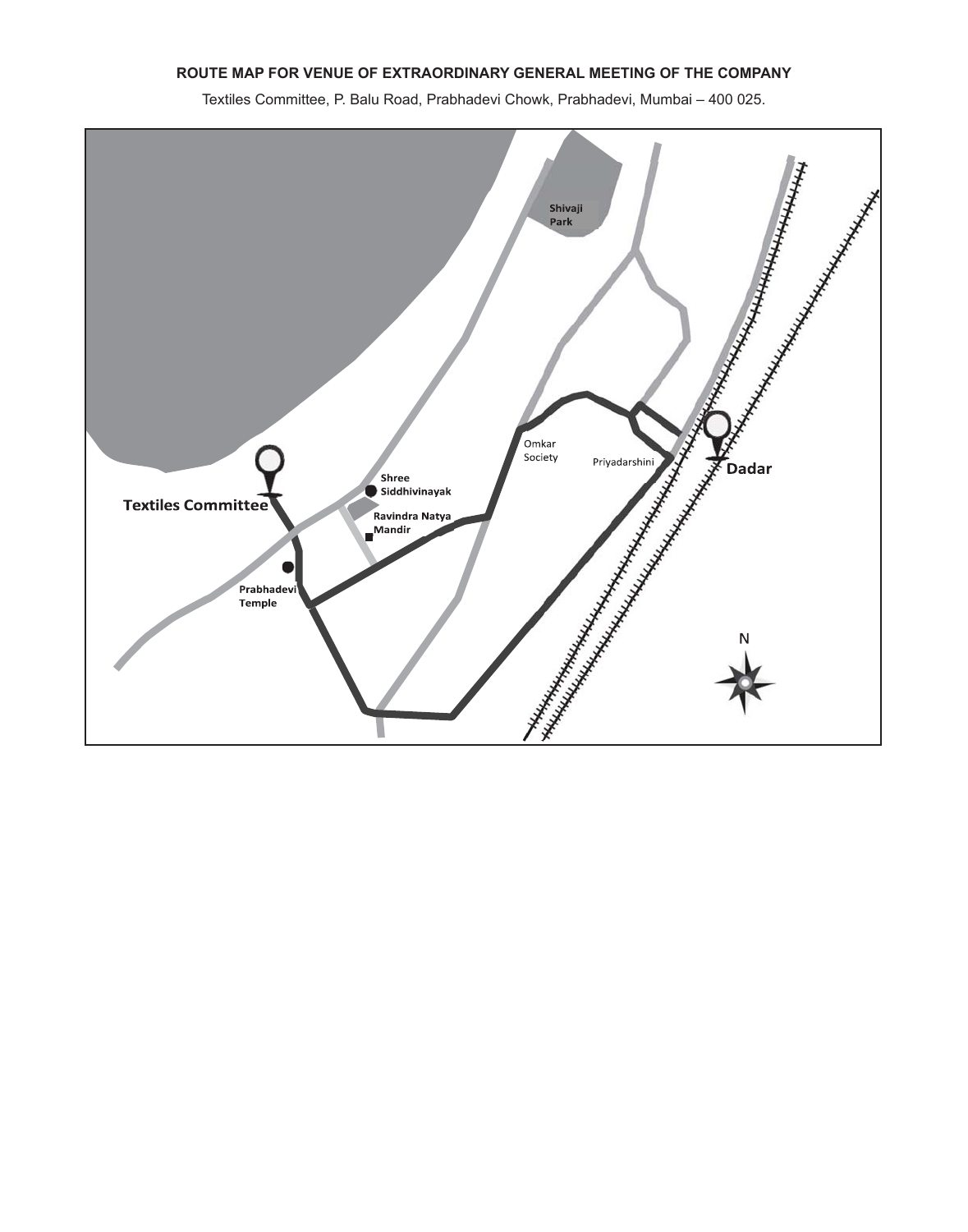**ROUTE MAP FOR VENUE OF EXTRAORDINARY GENERAL MEETING OF THE COMPANY**

Textiles Committee, P. Balu Road, Prabhadevi Chowk, Prabhadevi, Mumbai – 400 025.

Shivaji Park

Omkar Society

Priyadarshini

Dadar

Textiles Committee

Shree Siddhivinayak

Ravindra Natya Mandir

Prabhadevi Temple

N